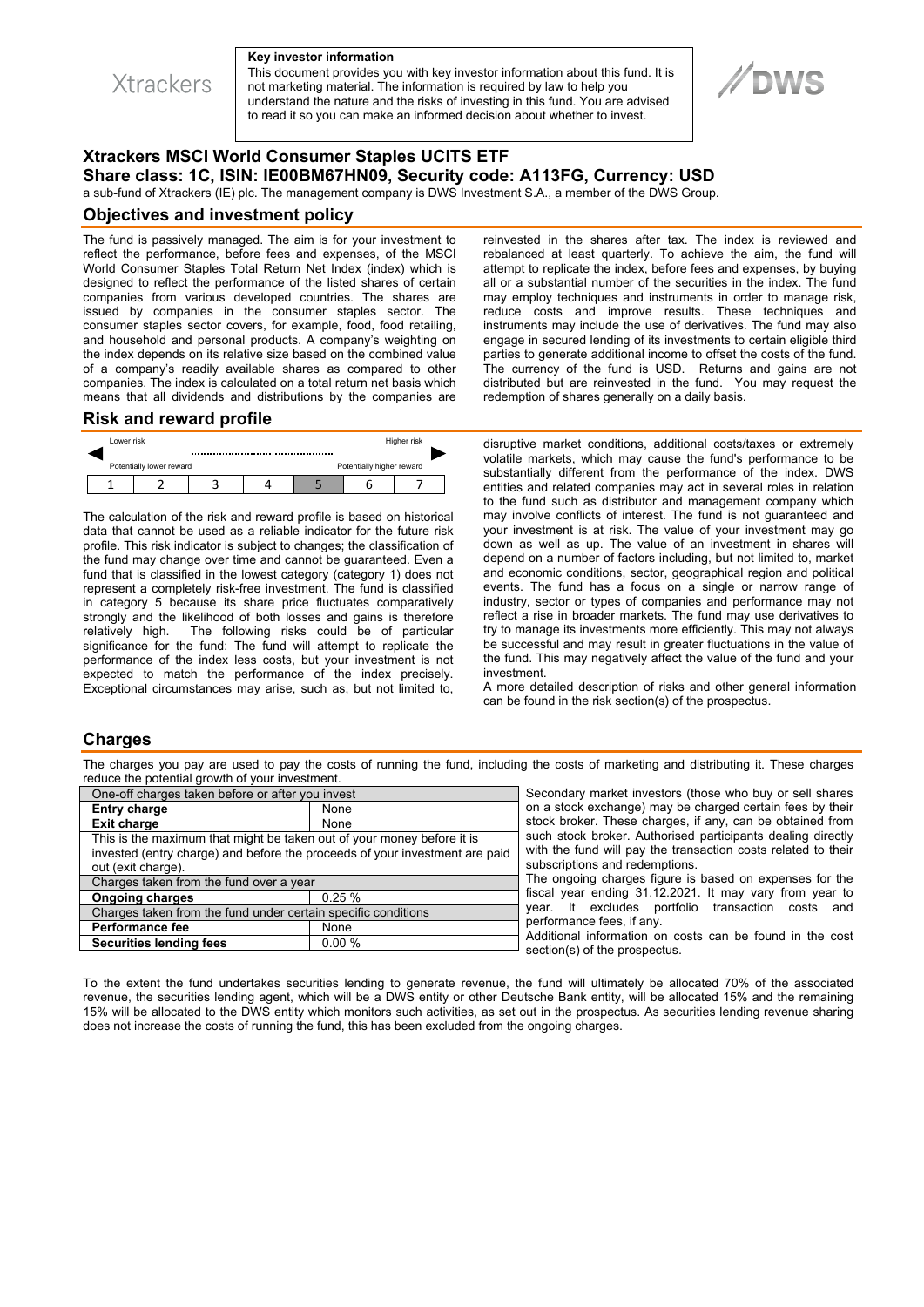Xtrackers

**Key investor information**

This document provides you with key investor information about this fund. It is not marketing material. The information is required by law to help you understand the nature and the risks of investing in this fund. You are advised to read it so you can make an informed decision about whether to invest.

DWS

# Xtrackers MSCI World Consumer Staples UCITS ETF

## Share class: 1C, ISIN: IE00BM67HN09, Security code: A113FG, Currency: USD

a sub-fund of Xtrackers (IE) plc. The management company is DWS Investment S.A., a member of the DWS Group.

## Objectives and investment policy

The fund is passively managed. The aim is for your investment to reflect the performance, before fees and expenses, of the MSCI World Consumer Staples Total Return Net Index (index) which is designed to reflect the performance of the listed shares of certain companies from various developed countries. The shares are issued by companies in the consumer staples sector. The consumer staples sector covers, for example, food, food retailing, and household and personal products. A company's weighting on the index depends on its relative size based on the combined value of a company's readily available shares as compared to other companies. The index is calculated on a total return net basis which means that all dividends and distributions by the companies are reinvested in the shares after tax. The index is reviewed and rebalanced at least quarterly. To achieve the aim, the fund will attempt to replicate the index, before fees and expenses, by buying all or a substantial number of the securities in the index. The fund may employ techniques and instruments in order to manage risk, reduce costs and improve results. These techniques and instruments may include the use of derivatives. The fund may also engage in secured lending of its investments to certain eligible third parties to generate additional income to offset the costs of the fund. The currency of the fund is USD. Returns and gains are not distributed but are reinvested in the fund. You may request the redemption of shares generally on a daily basis.

## Risk and reward profile

| Lower risk | | | | | | Higher risk |
|---|---|---|---|---|---|---|
| Potentially lower reward | | | | | | Potentially higher reward |
| 1 | 2 | 3 | 4 | **5** | 6 | 7 |

The calculation of the risk and reward profile is based on historical data that cannot be used as a reliable indicator for the future risk profile. This risk indicator is subject to changes; the classification of the fund may change over time and cannot be guaranteed. Even a fund that is classified in the lowest category (category 1) does not represent a completely risk-free investment. The fund is classified in category 5 because its share price fluctuates comparatively strongly and the likelihood of both losses and gains is therefore relatively high. The following risks could be of particular significance for the fund: The fund will attempt to replicate the performance of the index less costs, but your investment is not expected to match the performance of the index precisely. Exceptional circumstances may arise, such as, but not limited to, disruptive market conditions, additional costs/taxes or extremely volatile markets, which may cause the fund's performance to be substantially different from the performance of the index. DWS entities and related companies may act in several roles in relation to the fund such as distributor and management company which may involve conflicts of interest. The fund is not guaranteed and your investment is at risk. The value of your investment may go down as well as up. The value of an investment in shares will depend on a number of factors including, but not limited to, market and economic conditions, sector, geographical region and political events. The fund has a focus on a single or narrow range of industry, sector or types of companies and performance may not reflect a rise in broader markets. The fund may use derivatives to try to manage its investments more efficiently. This may not always be successful and may result in greater fluctuations in the value of the fund. This may negatively affect the value of the fund and your investment.

A more detailed description of risks and other general information can be found in the risk section(s) of the prospectus.

## Charges

The charges you pay are used to pay the costs of running the fund, including the costs of marketing and distributing it. These charges reduce the potential growth of your investment.

| One-off charges taken before or after you invest | |
|---|---|
| **Entry charge** | None |
| **Exit charge** | None |
| This is the maximum that might be taken out of your money before it is invested (entry charge) and before the proceeds of your investment are paid out (exit charge). | |
| Charges taken from the fund over a year | |
| **Ongoing charges** | 0.25 % |
| Charges taken from the fund under certain specific conditions | |
| **Performance fee** | None |
| **Securities lending fees** | 0.00 % |

Secondary market investors (those who buy or sell shares on a stock exchange) may be charged certain fees by their stock broker. These charges, if any, can be obtained from such stock broker. Authorised participants dealing directly with the fund will pay the transaction costs related to their subscriptions and redemptions.

The ongoing charges figure is based on expenses for the fiscal year ending 31.12.2021. It may vary from year to year. It excludes portfolio transaction costs and performance fees, if any.

Additional information on costs can be found in the cost section(s) of the prospectus.

To the extent the fund undertakes securities lending to generate revenue, the fund will ultimately be allocated 70% of the associated revenue, the securities lending agent, which will be a DWS entity or other Deutsche Bank entity, will be allocated 15% and the remaining 15% will be allocated to the DWS entity which monitors such activities, as set out in the prospectus. As securities lending revenue sharing does not increase the costs of running the fund, this has been excluded from the ongoing charges.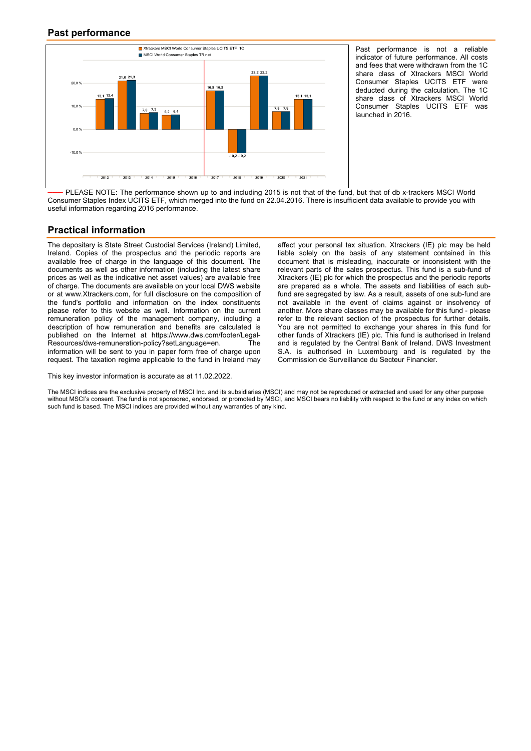## Past performance

Xtrackers MSCI World Consumer Staples UCITS ETF 1C
MSCI World Consumer Staples TR net

20,0 %
10,0 %
0,0 %
-10,0 %

13,1 13,4
21,0 21,3
7,0 7,3
6,2 6,4
16,8 16,8
-10,2 -10,2
23,2 23,2
7,8 7,8
13,1 13,1

2012 2013 2014 2015 2016 2017 2018 2019 2020 2021

Past performance is not a reliable indicator of future performance. All costs and fees that were withdrawn from the 1C share class of Xtrackers MSCI World Consumer Staples UCITS ETF were deducted during the calculation. The 1C share class of Xtrackers MSCI World Consumer Staples UCITS ETF was launched in 2016.

—— PLEASE NOTE: The performance shown up to and including 2015 is not that of the fund, but that of db x-trackers MSCI World Consumer Staples Index UCITS ETF, which merged into the fund on 22.04.2016. There is insufficient data available to provide you with useful information regarding 2016 performance.

## Practical information

The depositary is State Street Custodial Services (Ireland) Limited, Ireland. Copies of the prospectus and the periodic reports are available free of charge in the language of this document. The documents as well as other information (including the latest share prices as well as the indicative net asset values) are available free of charge. The documents are available on your local DWS website or at www.Xtrackers.com, for full disclosure on the composition of the fund's portfolio and information on the index constituents please refer to this website as well. Information on the current remuneration policy of the management company, including a description of how remuneration and benefits are calculated is published on the Internet at https://www.dws.com/footer/Legal-Resources/dws-remuneration-policy?setLanguage=en. The information will be sent to you in paper form free of charge upon request. The taxation regime applicable to the fund in Ireland may affect your personal tax situation. Xtrackers (IE) plc may be held liable solely on the basis of any statement contained in this document that is misleading, inaccurate or inconsistent with the relevant parts of the sales prospectus. This fund is a sub-fund of Xtrackers (IE) plc for which the prospectus and the periodic reports are prepared as a whole. The assets and liabilities of each sub-fund are segregated by law. As a result, assets of one sub-fund are not available in the event of claims against or insolvency of another. More share classes may be available for this fund - please refer to the relevant section of the prospectus for further details. You are not permitted to exchange your shares in this fund for other funds of Xtrackers (IE) plc. This fund is authorised in Ireland and is regulated by the Central Bank of Ireland. DWS Investment S.A. is authorised in Luxembourg and is regulated by the Commission de Surveillance du Secteur Financier.

This key investor information is accurate as at 11.02.2022.

The MSCI indices are the exclusive property of MSCI Inc. and its subsidiaries (MSCI) and may not be reproduced or extracted and used for any other purpose without MSCI's consent. The fund is not sponsored, endorsed, or promoted by MSCI, and MSCI bears no liability with respect to the fund or any index on which such fund is based. The MSCI indices are provided without any warranties of any kind.